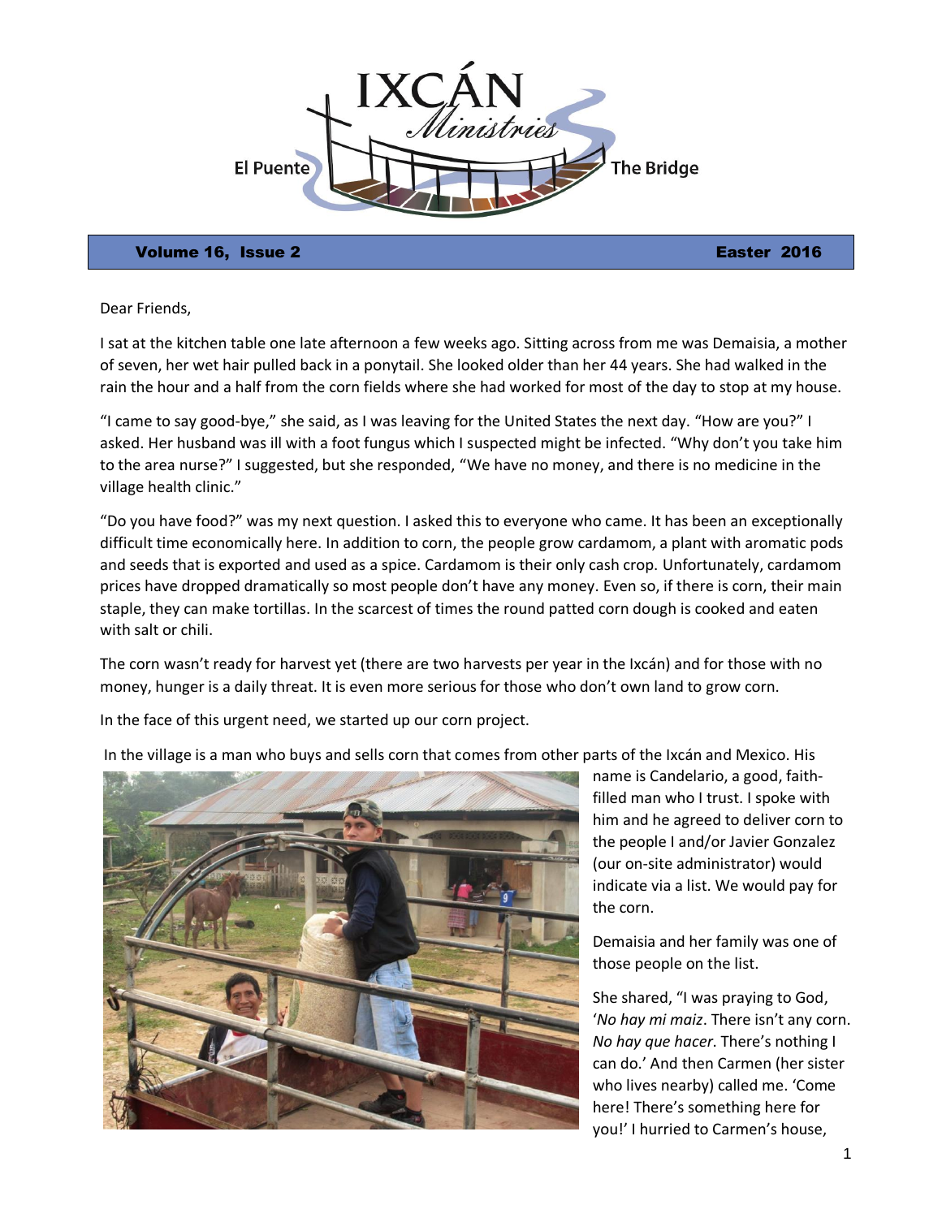# IXCÁN Ministries

El Puente — The Bridge

**Volume 16, Issue 2** — **Easter 2016**

Dear Friends,

I sat at the kitchen table one late afternoon a few weeks ago. Sitting across from me was Demaisia, a mother of seven, her wet hair pulled back in a ponytail. She looked older than her 44 years. She had walked in the rain the hour and a half from the corn fields where she had worked for most of the day to stop at my house.

"I came to say good-bye," she said, as I was leaving for the United States the next day. "How are you?" I asked. Her husband was ill with a foot fungus which I suspected might be infected. "Why don't you take him to the area nurse?" I suggested, but she responded, "We have no money, and there is no medicine in the village health clinic."

"Do you have food?" was my next question. I asked this to everyone who came. It has been an exceptionally difficult time economically here. In addition to corn, the people grow cardamom, a plant with aromatic pods and seeds that is exported and used as a spice. Cardamom is their only cash crop. Unfortunately, cardamom prices have dropped dramatically so most people don't have any money. Even so, if there is corn, their main staple, they can make tortillas. In the scarcest of times the round patted corn dough is cooked and eaten with salt or chili.

The corn wasn't ready for harvest yet (there are two harvests per year in the Ixcán) and for those with no money, hunger is a daily threat. It is even more serious for those who don't own land to grow corn.

In the face of this urgent need, we started up our corn project.

In the village is a man who buys and sells corn that comes from other parts of the Ixcán and Mexico. His name is Candelario, a good, faith-filled man who I trust. I spoke with him and he agreed to deliver corn to the people I and/or Javier Gonzalez (our on-site administrator) would indicate via a list. We would pay for the corn.

Demaisia and her family was one of those people on the list.

She shared, "I was praying to God, '*No hay mi maiz*. There isn't any corn. *No hay que hacer*. There's nothing I can do.' And then Carmen (her sister who lives nearby) called me. 'Come here! There's something here for you!' I hurried to Carmen's house,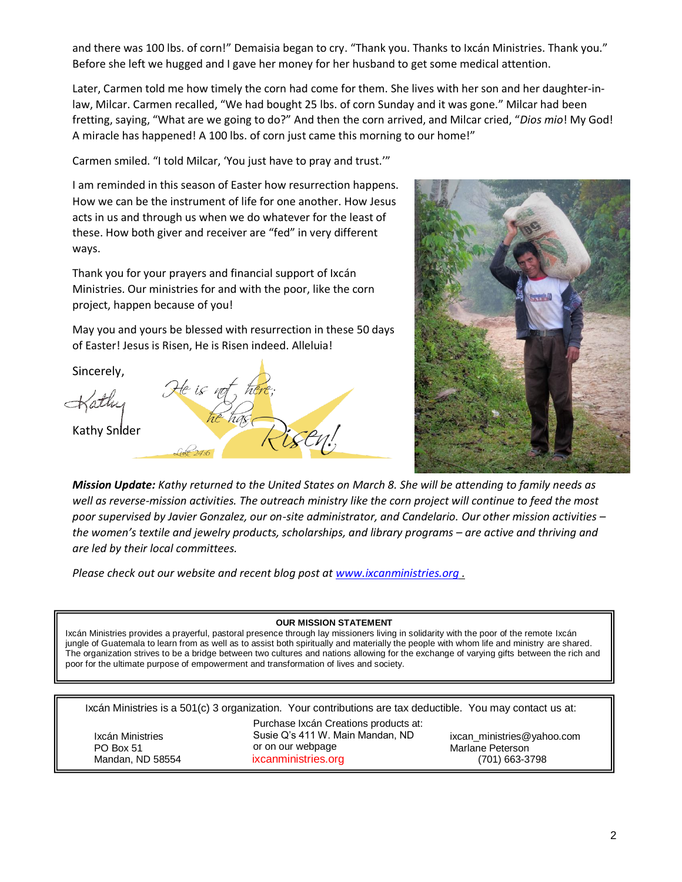and there was 100 lbs. of corn!" Demaisia began to cry. "Thank you. Thanks to Ixcán Ministries. Thank you." Before she left we hugged and I gave her money for her husband to get some medical attention.

Later, Carmen told me how timely the corn had come for them. She lives with her son and her daughter-in-law, Milcar. Carmen recalled, "We had bought 25 lbs. of corn Sunday and it was gone." Milcar had been fretting, saying, "What are we going to do?" And then the corn arrived, and Milcar cried, "*Dios mio*! My God! A miracle has happened! A 100 lbs. of corn just came this morning to our home!"

Carmen smiled. "I told Milcar, 'You just have to pray and trust.'"

I am reminded in this season of Easter how resurrection happens. How we can be the instrument of life for one another. How Jesus acts in us and through us when we do whatever for the least of these. How both giver and receiver are "fed" in very different ways.

Thank you for your prayers and financial support of Ixcán Ministries. Our ministries for and with the poor, like the corn project, happen because of you!

May you and yours be blessed with resurrection in these 50 days of Easter! Jesus is Risen, He is Risen indeed. Alleluia!

Sincerely,

Kathy

Kathy Snider

He is not here; he has Risen!
Luke 24:6

***Mission Update:*** *Kathy returned to the United States on March 8. She will be attending to family needs as well as reverse-mission activities. The outreach ministry like the corn project will continue to feed the most poor supervised by Javier Gonzalez, our on-site administrator, and Candelario. Our other mission activities – the women's textile and jewelry products, scholarships, and library programs – are active and thriving and are led by their local committees.*

*Please check out our website and recent blog post at [www.ixcanministries.org](http://www.ixcanministries.org) .*

**OUR MISSION STATEMENT**

Ixcán Ministries provides a prayerful, pastoral presence through lay missioners living in solidarity with the poor of the remote Ixcán jungle of Guatemala to learn from as well as to assist both spiritually and materially the people with whom life and ministry are shared. The organization strives to be a bridge between two cultures and nations allowing for the exchange of varying gifts between the rich and poor for the ultimate purpose of empowerment and transformation of lives and society.

Ixcán Ministries is a 501(c) 3 organization. Your contributions are tax deductible. You may contact us at:

Ixcán Ministries
PO Box 51
Mandan, ND 58554

Purchase Ixcán Creations products at:
Susie Q's 411 W. Main Mandan, ND
or on our webpage
ixcanministries.org

ixcan_ministries@yahoo.com
Marlane Peterson
(701) 663-3798